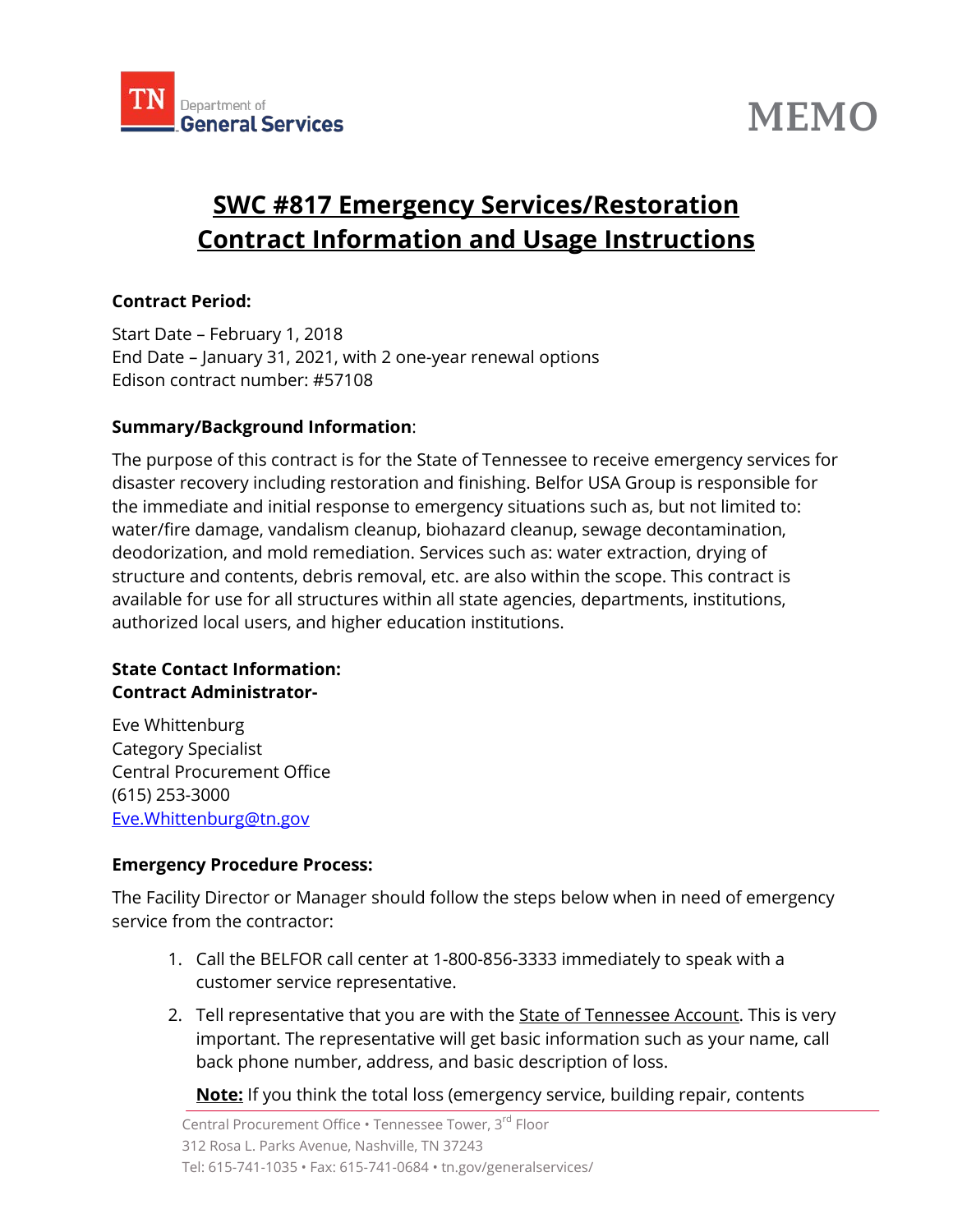TN Department of General Services

# MEMO

## SWC #817 Emergency Services/Restoration Contract Information and Usage Instructions

**Contract Period:**

Start Date – February 1, 2018
End Date – January 31, 2021, with 2 one-year renewal options
Edison contract number: #57108

**Summary/Background Information**:

The purpose of this contract is for the State of Tennessee to receive emergency services for disaster recovery including restoration and finishing. Belfor USA Group is responsible for the immediate and initial response to emergency situations such as, but not limited to: water/fire damage, vandalism cleanup, biohazard cleanup, sewage decontamination, deodorization, and mold remediation. Services such as: water extraction, drying of structure and contents, debris removal, etc. are also within the scope. This contract is available for use for all structures within all state agencies, departments, institutions, authorized local users, and higher education institutions.

**State Contact Information:**
**Contract Administrator-**

Eve Whittenburg
Category Specialist
Central Procurement Office
(615) 253-3000
Eve.Whittenburg@tn.gov

**Emergency Procedure Process:**

The Facility Director or Manager should follow the steps below when in need of emergency service from the contractor:

1. Call the BELFOR call center at 1-800-856-3333 immediately to speak with a customer service representative.
2. Tell representative that you are with the State of Tennessee Account. This is very important. The representative will get basic information such as your name, call back phone number, address, and basic description of loss.

**Note:** If you think the total loss (emergency service, building repair, contents

Central Procurement Office • Tennessee Tower, 3rd Floor
312 Rosa L. Parks Avenue, Nashville, TN 37243
Tel: 615-741-1035 • Fax: 615-741-0684 • tn.gov/generalservices/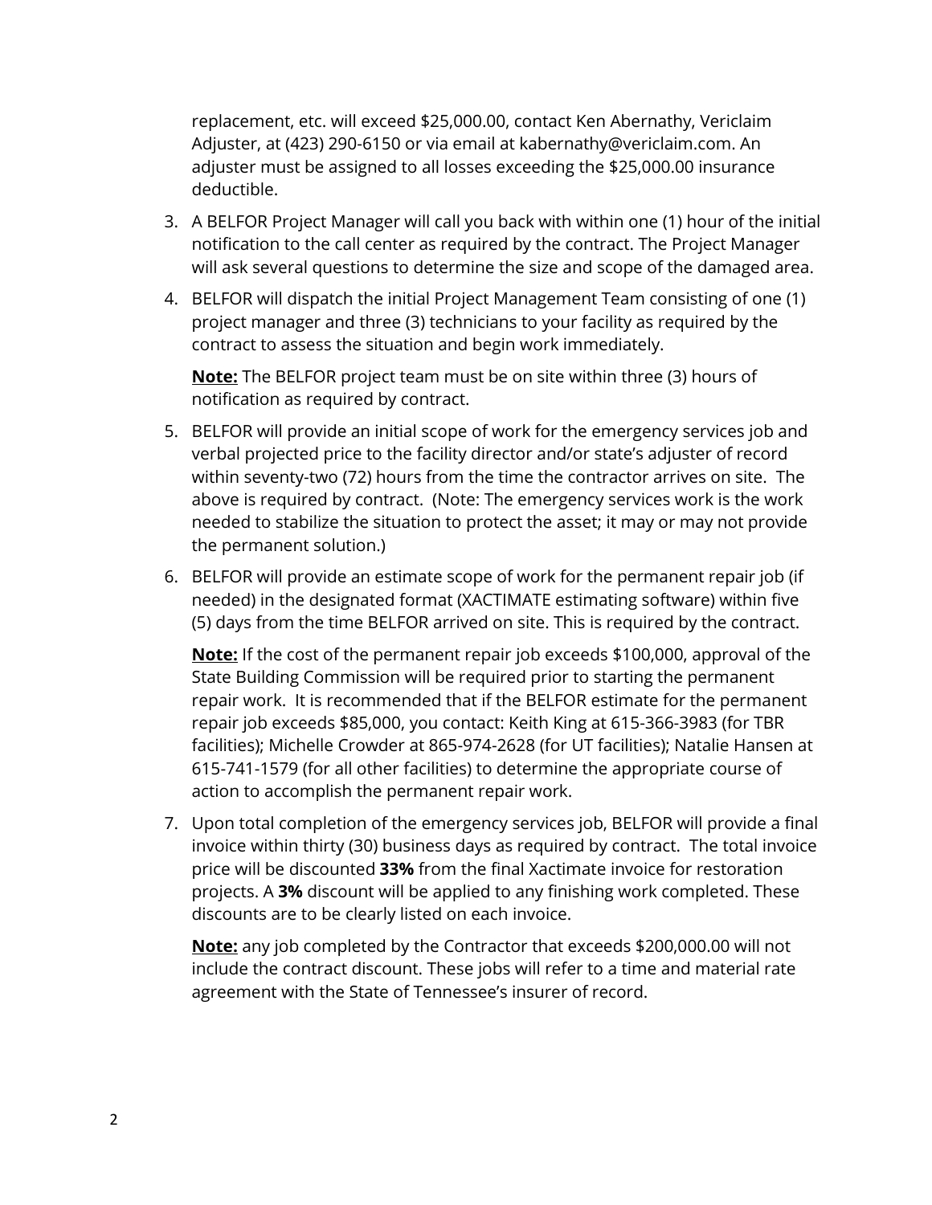replacement, etc. will exceed $25,000.00, contact Ken Abernathy, Vericlaim Adjuster, at (423) 290-6150 or via email at kabernathy@vericlaim.com. An adjuster must be assigned to all losses exceeding the $25,000.00 insurance deductible.

3. A BELFOR Project Manager will call you back with within one (1) hour of the initial notification to the call center as required by the contract. The Project Manager will ask several questions to determine the size and scope of the damaged area.

4. BELFOR will dispatch the initial Project Management Team consisting of one (1) project manager and three (3) technicians to your facility as required by the contract to assess the situation and begin work immediately.

   **<u>Note:</u>** The BELFOR project team must be on site within three (3) hours of notification as required by contract.

5. BELFOR will provide an initial scope of work for the emergency services job and verbal projected price to the facility director and/or state's adjuster of record within seventy-two (72) hours from the time the contractor arrives on site. The above is required by contract. (Note: The emergency services work is the work needed to stabilize the situation to protect the asset; it may or may not provide the permanent solution.)

6. BELFOR will provide an estimate scope of work for the permanent repair job (if needed) in the designated format (XACTIMATE estimating software) within five (5) days from the time BELFOR arrived on site. This is required by the contract.

   **<u>Note:</u>** If the cost of the permanent repair job exceeds $100,000, approval of the State Building Commission will be required prior to starting the permanent repair work. It is recommended that if the BELFOR estimate for the permanent repair job exceeds $85,000, you contact: Keith King at 615-366-3983 (for TBR facilities); Michelle Crowder at 865-974-2628 (for UT facilities); Natalie Hansen at 615-741-1579 (for all other facilities) to determine the appropriate course of action to accomplish the permanent repair work.

7. Upon total completion of the emergency services job, BELFOR will provide a final invoice within thirty (30) business days as required by contract. The total invoice price will be discounted **33%** from the final Xactimate invoice for restoration projects. A **3%** discount will be applied to any finishing work completed. These discounts are to be clearly listed on each invoice.

   **<u>Note:</u>** any job completed by the Contractor that exceeds $200,000.00 will not include the contract discount. These jobs will refer to a time and material rate agreement with the State of Tennessee's insurer of record.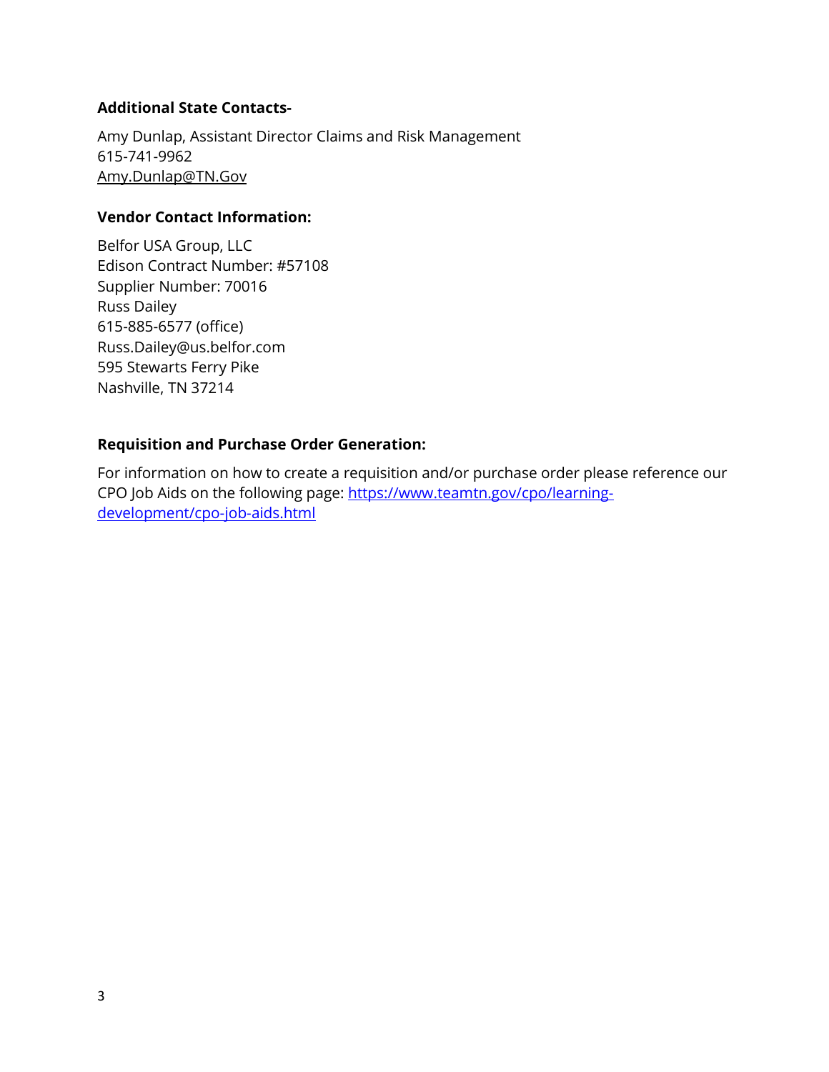**Additional State Contacts-**

Amy Dunlap, Assistant Director Claims and Risk Management
615-741-9962
Amy.Dunlap@TN.Gov

**Vendor Contact Information:**

Belfor USA Group, LLC
Edison Contract Number: #57108
Supplier Number: 70016
Russ Dailey
615-885-6577 (office)
Russ.Dailey@us.belfor.com
595 Stewarts Ferry Pike
Nashville, TN 37214

**Requisition and Purchase Order Generation:**

For information on how to create a requisition and/or purchase order please reference our CPO Job Aids on the following page: [https://www.teamtn.gov/cpo/learning-development/cpo-job-aids.html](https://www.teamtn.gov/cpo/learning-development/cpo-job-aids.html)